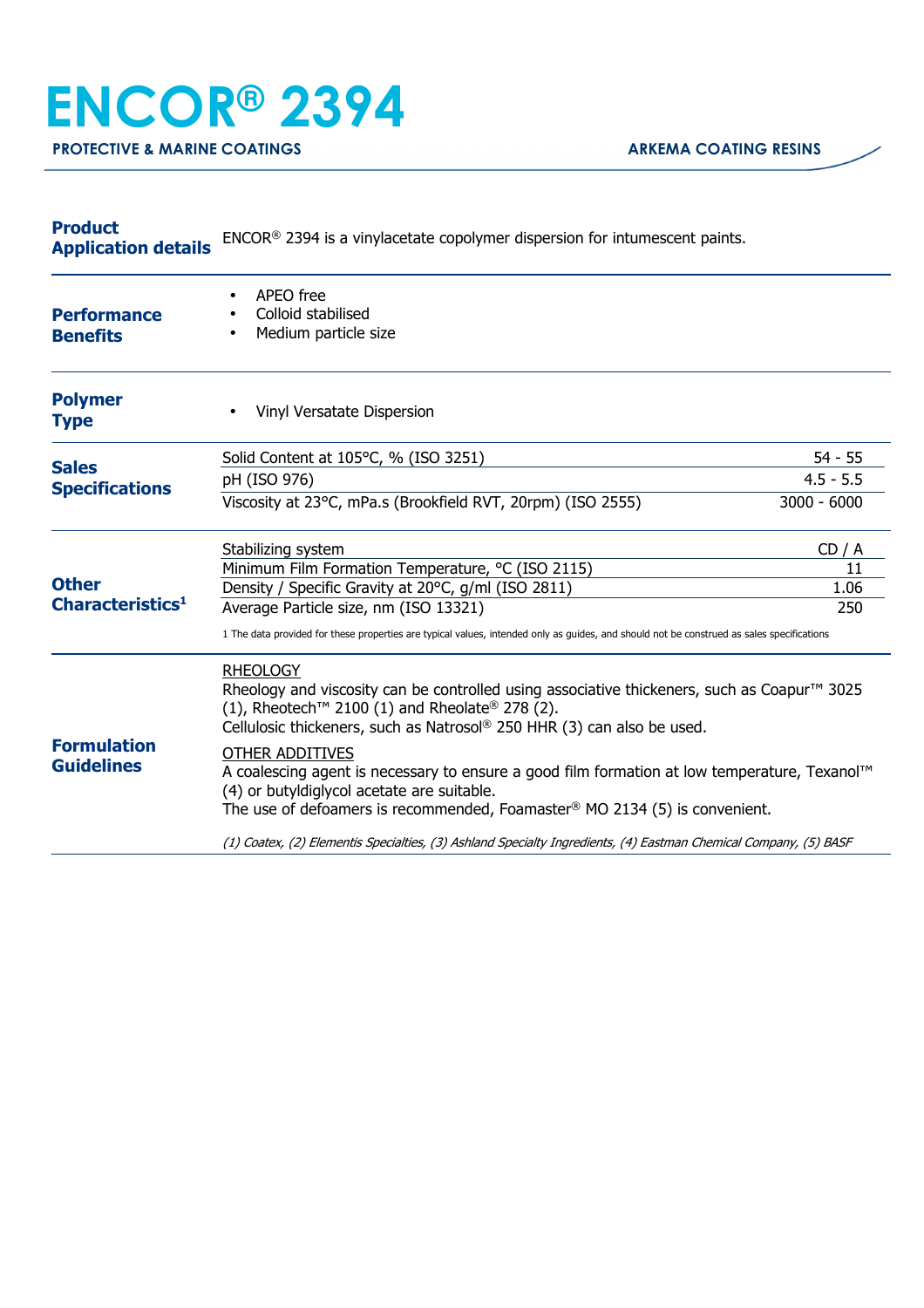# ENCOR® 2394

**PROTECTIVE & MARINE COATINGS** — **ARKEMA COATING RESINS**

## Product Application details

ENCOR® 2394 is a vinylacetate copolymer dispersion for intumescent paints.

## Performance Benefits

- APEO free
- Colloid stabilised
- Medium particle size

## Polymer Type

- Vinyl Versatate Dispersion

## Sales Specifications

| Property | Value |
|---|---|
| Solid Content at 105°C, % (ISO 3251) | 54 - 55 |
| pH (ISO 976) | 4.5 - 5.5 |
| Viscosity at 23°C, mPa.s (Brookfield RVT, 20rpm) (ISO 2555) | 3000 - 6000 |

## Other Characteristics[1]

| Property | Value |
|---|---|
| Stabilizing system | CD / A |
| Minimum Film Formation Temperature, °C (ISO 2115) | 11 |
| Density / Specific Gravity at 20°C, g/ml (ISO 2811) | 1.06 |
| Average Particle size, nm (ISO 13321) | 250 |

1 The data provided for these properties are typical values, intended only as guides, and should not be construed as sales specifications

## Formulation Guidelines

RHEOLOGY

Rheology and viscosity can be controlled using associative thickeners, such as Coapur™ 3025 (1), Rheotech™ 2100 (1) and Rheolate® 278 (2).
Cellulosic thickeners, such as Natrosol® 250 HHR (3) can also be used.

OTHER ADDITIVES

A coalescing agent is necessary to ensure a good film formation at low temperature, Texanol™ (4) or butyldiglycol acetate are suitable.
The use of defoamers is recommended, Foamaster® MO 2134 (5) is convenient.

*(1) Coatex, (2) Elementis Specialties, (3) Ashland Specialty Ingredients, (4) Eastman Chemical Company, (5) BASF*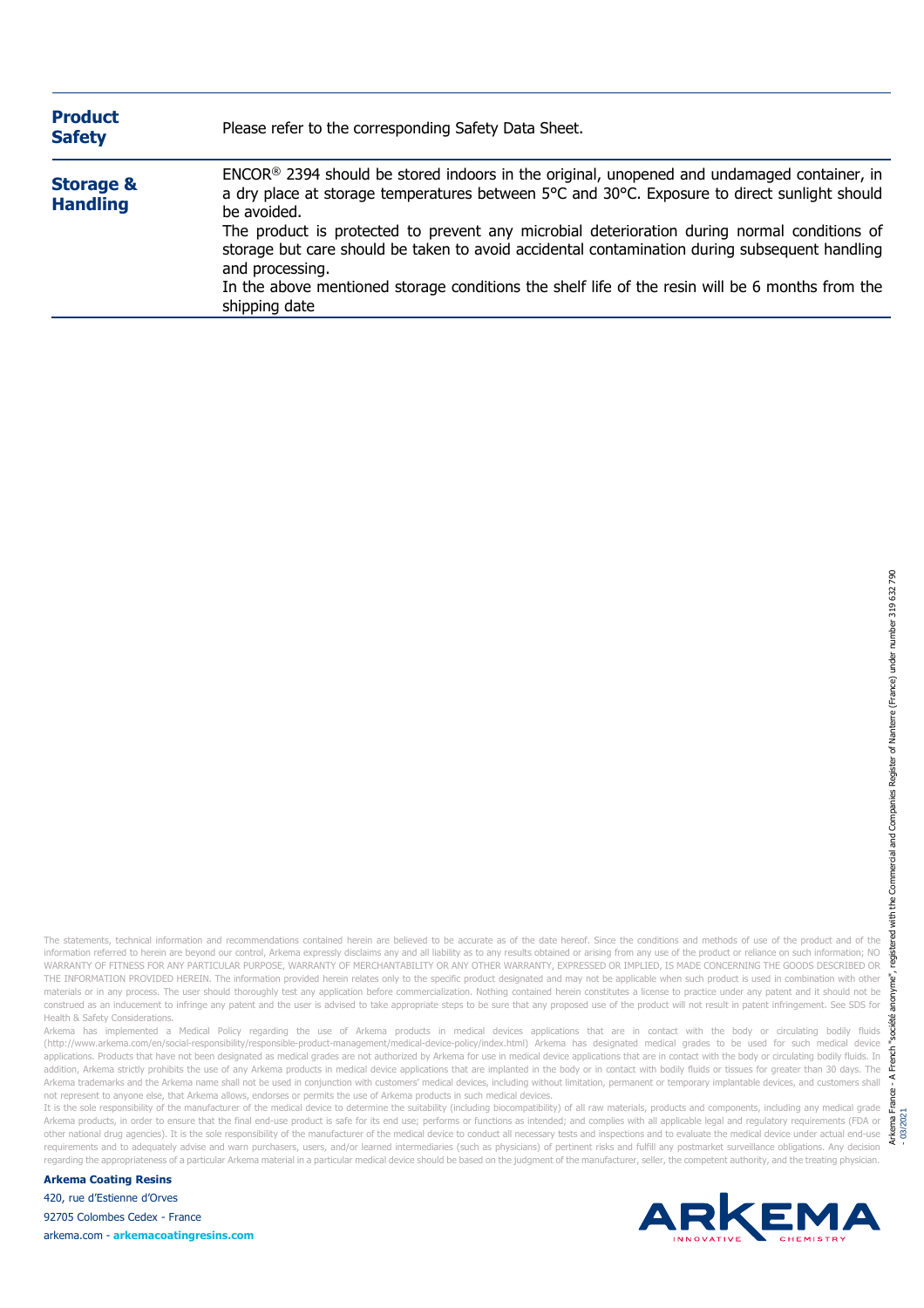| | |
|---|---|
| **Product Safety** | Please refer to the corresponding Safety Data Sheet. |
| **Storage & Handling** | ENCOR® 2394 should be stored indoors in the original, unopened and undamaged container, in a dry place at storage temperatures between 5°C and 30°C. Exposure to direct sunlight should be avoided.<br>The product is protected to prevent any microbial deterioration during normal conditions of storage but care should be taken to avoid accidental contamination during subsequent handling and processing.<br>In the above mentioned storage conditions the shelf life of the resin will be 6 months from the shipping date |

The statements, technical information and recommendations contained herein are believed to be accurate as of the date hereof. Since the conditions and methods of use of the product and of the information referred to herein are beyond our control, Arkema expressly disclaims any and all liability as to any results obtained or arising from any use of the product or reliance on such information; NO WARRANTY OF FITNESS FOR ANY PARTICULAR PURPOSE, WARRANTY OF MERCHANTABILITY OR ANY OTHER WARRANTY, EXPRESSED OR IMPLIED, IS MADE CONCERNING THE GOODS DESCRIBED OR THE INFORMATION PROVIDED HEREIN. The information provided herein relates only to the specific product designated and may not be applicable when such product is used in combination with other materials or in any process. The user should thoroughly test any application before commercialization. Nothing contained herein constitutes a license to practice under any patent and it should not be construed as an inducement to infringe any patent and the user is advised to take appropriate steps to be sure that any proposed use of the product will not result in patent infringement. See SDS for Health & Safety Considerations.

Arkema has implemented a Medical Policy regarding the use of Arkema products in medical devices applications that are in contact with the body or circulating bodily fluids (http://www.arkema.com/en/social-responsibility/responsible-product-management/medical-device-policy/index.html) Arkema has designated medical grades to be used for such medical device applications. Products that have not been designated as medical grades are not authorized by Arkema for use in medical device applications that are in contact with the body or circulating bodily fluids. In addition, Arkema strictly prohibits the use of any Arkema products in medical device applications that are implanted in the body or in contact with bodily fluids or tissues for greater than 30 days. The Arkema trademarks and the Arkema name shall not be used in conjunction with customers' medical devices, including without limitation, permanent or temporary implantable devices, and customers shall not represent to anyone else, that Arkema allows, endorses or permits the use of Arkema products in such medical devices.

It is the sole responsibility of the manufacturer of the medical device to determine the suitability (including biocompatibility) of all raw materials, products and components, including any medical grade Arkema products, in order to ensure that the final end-use product is safe for its end use; performs or functions as intended; and complies with all applicable legal and regulatory requirements (FDA or other national drug agencies). It is the sole responsibility of the manufacturer of the medical device to conduct all necessary tests and inspections and to evaluate the medical device under actual end-use requirements and to adequately advise and warn purchasers, users, and/or learned intermediaries (such as physicians) of pertinent risks and fulfill any postmarket surveillance obligations. Any decision regarding the appropriateness of a particular Arkema material in a particular medical device should be based on the judgment of the manufacturer, seller, the competent authority, and the treating physician.

**Arkema Coating Resins**
420, rue d'Estienne d'Orves
92705 Colombes Cedex - France
arkema.com - **arkemacoatingresins.com**

Arkema France - A French "société anonyme", registered with the Commercial and Companies Register of Nanterre (France) under number 319 632 790 - 03/2021